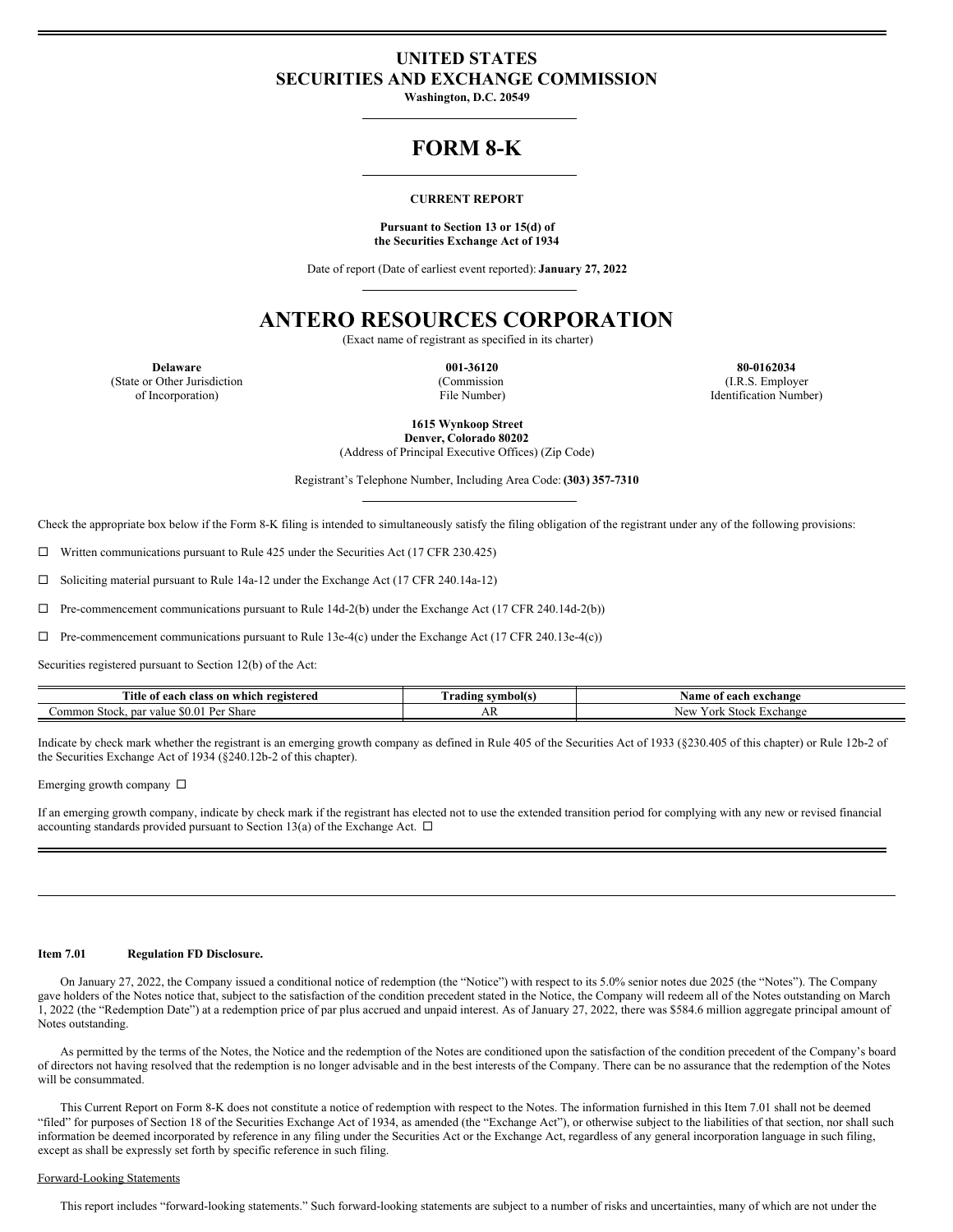# UNITED STATES
# SECURITIES AND EXCHANGE COMMISSION

**Washington, D.C. 20549**

# FORM 8-K

**CURRENT REPORT**

**Pursuant to Section 13 or 15(d) of the Securities Exchange Act of 1934**

Date of report (Date of earliest event reported): **January 27, 2022**

# ANTERO RESOURCES CORPORATION

(Exact name of registrant as specified in its charter)

| **Delaware** | **001-36120** | **80-0162034** |
|---|---|---|
| (State or Other Jurisdiction of Incorporation) | (Commission File Number) | (I.R.S. Employer Identification Number) |

**1615 Wynkoop Street**
**Denver, Colorado 80202**
(Address of Principal Executive Offices) (Zip Code)

Registrant's Telephone Number, Including Area Code: **(303) 357-7310**

Check the appropriate box below if the Form 8-K filing is intended to simultaneously satisfy the filing obligation of the registrant under any of the following provisions:

☐ Written communications pursuant to Rule 425 under the Securities Act (17 CFR 230.425)

☐ Soliciting material pursuant to Rule 14a-12 under the Exchange Act (17 CFR 240.14a-12)

☐ Pre-commencement communications pursuant to Rule 14d-2(b) under the Exchange Act (17 CFR 240.14d-2(b))

☐ Pre-commencement communications pursuant to Rule 13e-4(c) under the Exchange Act (17 CFR 240.13e-4(c))

Securities registered pursuant to Section 12(b) of the Act:

| Title of each class on which registered | Trading symbol(s) | Name of each exchange |
|---|---|---|
| Common Stock, par value $0.01 Per Share | AR | New York Stock Exchange |

Indicate by check mark whether the registrant is an emerging growth company as defined in Rule 405 of the Securities Act of 1933 (§230.405 of this chapter) or Rule 12b-2 of the Securities Exchange Act of 1934 (§240.12b-2 of this chapter).

Emerging growth company ☐

If an emerging growth company, indicate by check mark if the registrant has elected not to use the extended transition period for complying with any new or revised financial accounting standards provided pursuant to Section 13(a) of the Exchange Act. ☐

---

**Item 7.01 Regulation FD Disclosure.**

On January 27, 2022, the Company issued a conditional notice of redemption (the "Notice") with respect to its 5.0% senior notes due 2025 (the "Notes"). The Company gave holders of the Notes notice that, subject to the satisfaction of the condition precedent stated in the Notice, the Company will redeem all of the Notes outstanding on March 1, 2022 (the "Redemption Date") at a redemption price of par plus accrued and unpaid interest. As of January 27, 2022, there was $584.6 million aggregate principal amount of Notes outstanding.

As permitted by the terms of the Notes, the Notice and the redemption of the Notes are conditioned upon the satisfaction of the condition precedent of the Company's board of directors not having resolved that the redemption is no longer advisable and in the best interests of the Company. There can be no assurance that the redemption of the Notes will be consummated.

This Current Report on Form 8-K does not constitute a notice of redemption with respect to the Notes. The information furnished in this Item 7.01 shall not be deemed "filed" for purposes of Section 18 of the Securities Exchange Act of 1934, as amended (the "Exchange Act"), or otherwise subject to the liabilities of that section, nor shall such information be deemed incorporated by reference in any filing under the Securities Act or the Exchange Act, regardless of any general incorporation language in such filing, except as shall be expressly set forth by specific reference in such filing.

Forward-Looking Statements

This report includes "forward-looking statements." Such forward-looking statements are subject to a number of risks and uncertainties, many of which are not under the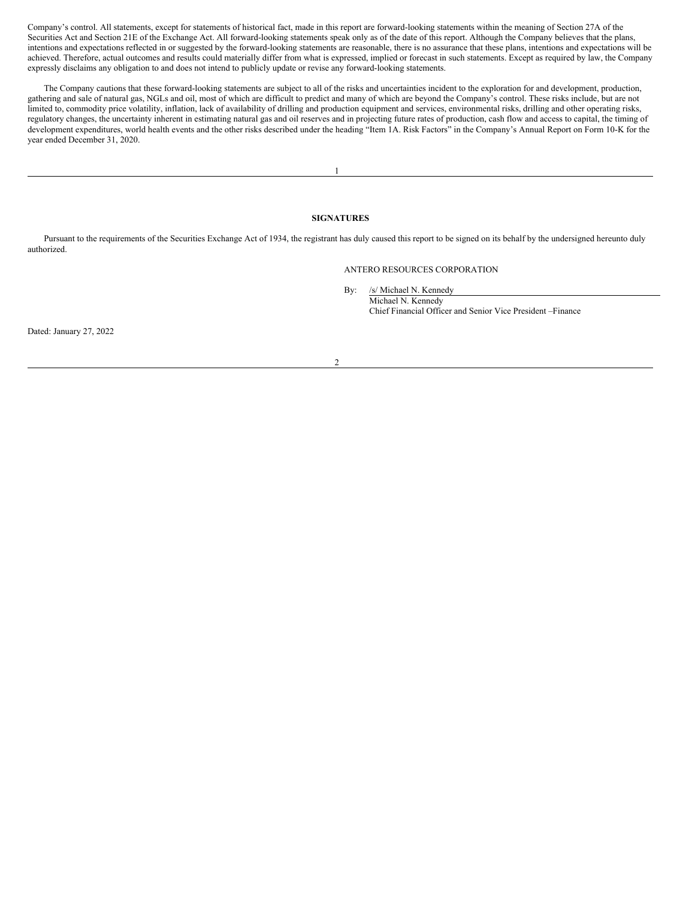Company's control. All statements, except for statements of historical fact, made in this report are forward-looking statements within the meaning of Section 27A of the Securities Act and Section 21E of the Exchange Act. All forward-looking statements speak only as of the date of this report. Although the Company believes that the plans, intentions and expectations reflected in or suggested by the forward-looking statements are reasonable, there is no assurance that these plans, intentions and expectations will be achieved. Therefore, actual outcomes and results could materially differ from what is expressed, implied or forecast in such statements. Except as required by law, the Company expressly disclaims any obligation to and does not intend to publicly update or revise any forward-looking statements.

The Company cautions that these forward-looking statements are subject to all of the risks and uncertainties incident to the exploration for and development, production, gathering and sale of natural gas, NGLs and oil, most of which are difficult to predict and many of which are beyond the Company's control. These risks include, but are not limited to, commodity price volatility, inflation, lack of availability of drilling and production equipment and services, environmental risks, drilling and other operating risks, regulatory changes, the uncertainty inherent in estimating natural gas and oil reserves and in projecting future rates of production, cash flow and access to capital, the timing of development expenditures, world health events and the other risks described under the heading "Item 1A. Risk Factors" in the Company's Annual Report on Form 10-K for the year ended December 31, 2020.

**SIGNATURES**

Pursuant to the requirements of the Securities Exchange Act of 1934, the registrant has duly caused this report to be signed on its behalf by the undersigned hereunto duly authorized.

ANTERO RESOURCES CORPORATION

By: /s/ Michael N. Kennedy
Michael N. Kennedy
Chief Financial Officer and Senior Vice President –Finance

Dated: January 27, 2022